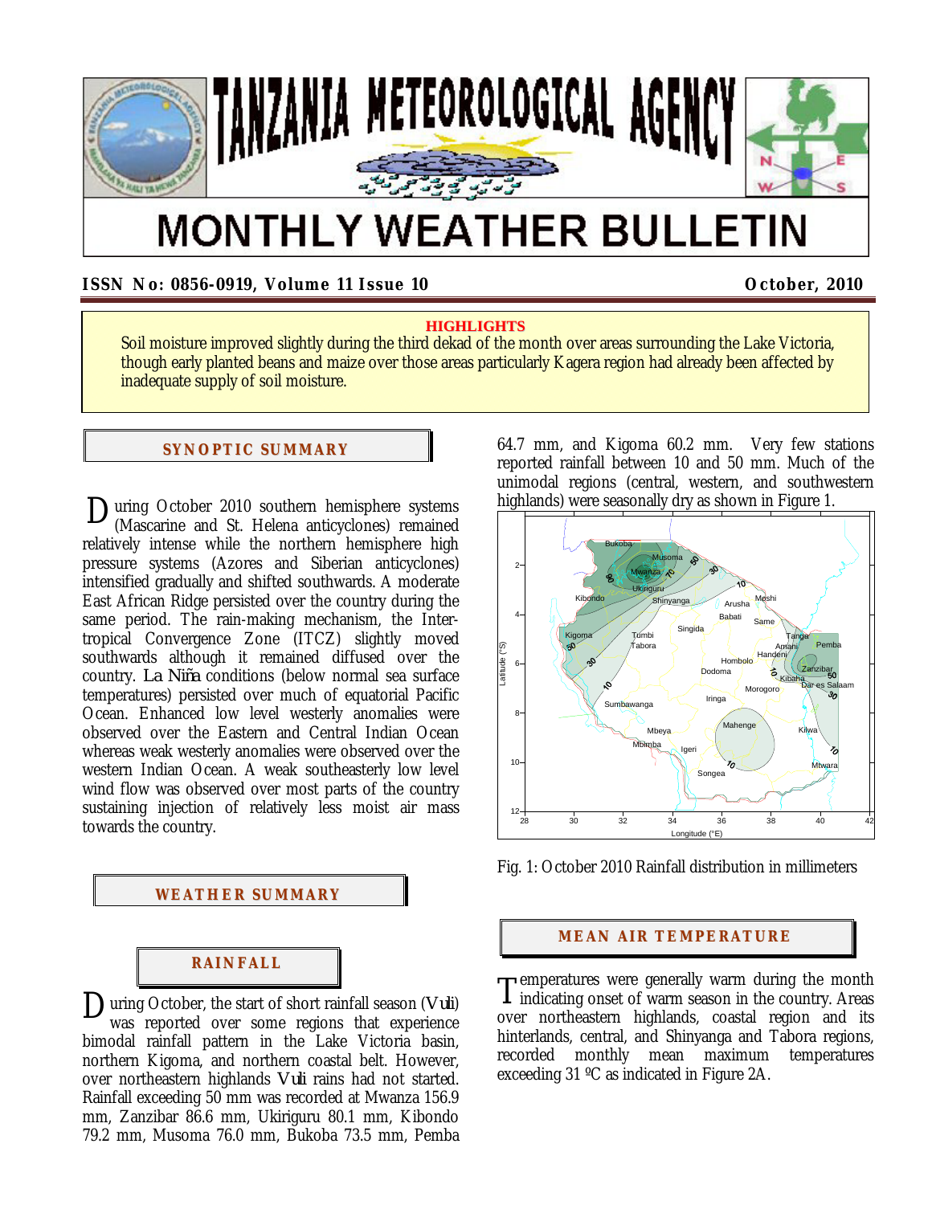# TANZANIA METEOROLOGICAL AGENCY

# MONTHLY WEATHER BULLETIN

**ISSN No: 0856-0919, Volume 11 Issue 10** **October, 2010**

**HIGHLIGHTS**

Soil moisture improved slightly during the third dekad of the month over areas surrounding the Lake Victoria, though early planted beans and maize over those areas particularly Kagera region had already been affected by inadequate supply of soil moisture.

## SYNOPTIC SUMMARY

During October 2010 southern hemisphere systems (Mascarine and St. Helena anticyclones) remained relatively intense while the northern hemisphere high pressure systems (Azores and Siberian anticyclones) intensified gradually and shifted southwards. A moderate East African Ridge persisted over the country during the same period. The rain-making mechanism, the Inter-tropical Convergence Zone (ITCZ) slightly moved southwards although it remained diffused over the country. *La Niña* conditions (below normal sea surface temperatures) persisted over much of equatorial Pacific Ocean. Enhanced low level westerly anomalies were observed over the Eastern and Central Indian Ocean whereas weak westerly anomalies were observed over the western Indian Ocean. A weak southeasterly low level wind flow was observed over most parts of the country sustaining injection of relatively less moist air mass towards the country.

## WEATHER SUMMARY

### RAINFALL

During October, the start of short rainfall season (*Vuli*) was reported over some regions that experience bimodal rainfall pattern in the Lake Victoria basin, northern Kigoma, and northern coastal belt. However, over northeastern highlands *Vuli* rains had not started. Rainfall exceeding 50 mm was recorded at Mwanza 156.9 mm, Zanzibar 86.6 mm, Ukiriguru 80.1 mm, Kibondo 79.2 mm, Musoma 76.0 mm, Bukoba 73.5 mm, Pemba 64.7 mm, and Kigoma 60.2 mm. Very few stations reported rainfall between 10 and 50 mm. Much of the unimodal regions (central, western, and southwestern highlands) were seasonally dry as shown in Figure 1.

Fig. 1: October 2010 Rainfall distribution in millimeters

### MEAN AIR TEMPERATURE

Temperatures were generally warm during the month indicating onset of warm season in the country. Areas over northeastern highlands, coastal region and its hinterlands, central, and Shinyanga and Tabora regions, recorded monthly mean maximum temperatures exceeding 31 ºC as indicated in Figure 2A.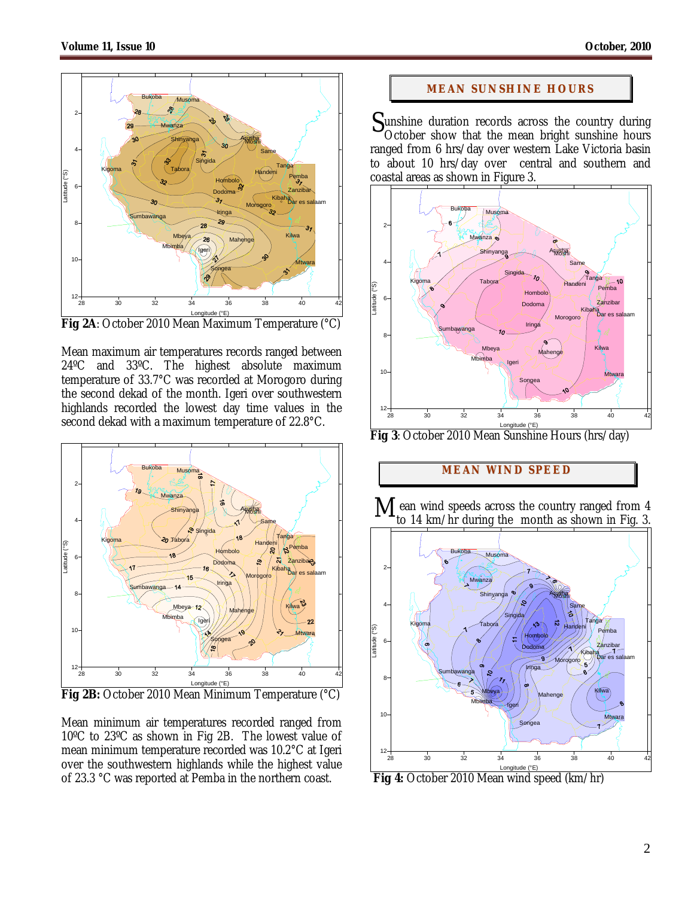**Fig 2A**: October 2010 Mean Maximum Temperature (°C)

Mean maximum air temperatures records ranged between 24ºC and 33ºC. The highest absolute maximum temperature of 33.7°C was recorded at Morogoro during the second dekad of the month. Igeri over southwestern highlands recorded the lowest day time values in the second dekad with a maximum temperature of 22.8°C.

**Fig 2B:** October 2010 Mean Minimum Temperature (°C)

Mean minimum air temperatures recorded ranged from 10ºC to 23ºC as shown in Fig 2B. The lowest value of mean minimum temperature recorded was 10.2°C at Igeri over the southwestern highlands while the highest value of 23.3 °C was reported at Pemba in the northern coast.

## MEAN SUNSHINE HOURS

Sunshine duration records across the country during October show that the mean bright sunshine hours ranged from 6 hrs/day over western Lake Victoria basin to about 10 hrs/day over central and southern and coastal areas as shown in Figure 3.

**Fig 3**: October 2010 Mean Sunshine Hours (hrs/day)

## MEAN WIND SPEED

Mean wind speeds across the country ranged from 4 to 14 km/hr during the month as shown in Fig. 3.

**Fig 4:** October 2010 Mean wind speed (km/hr)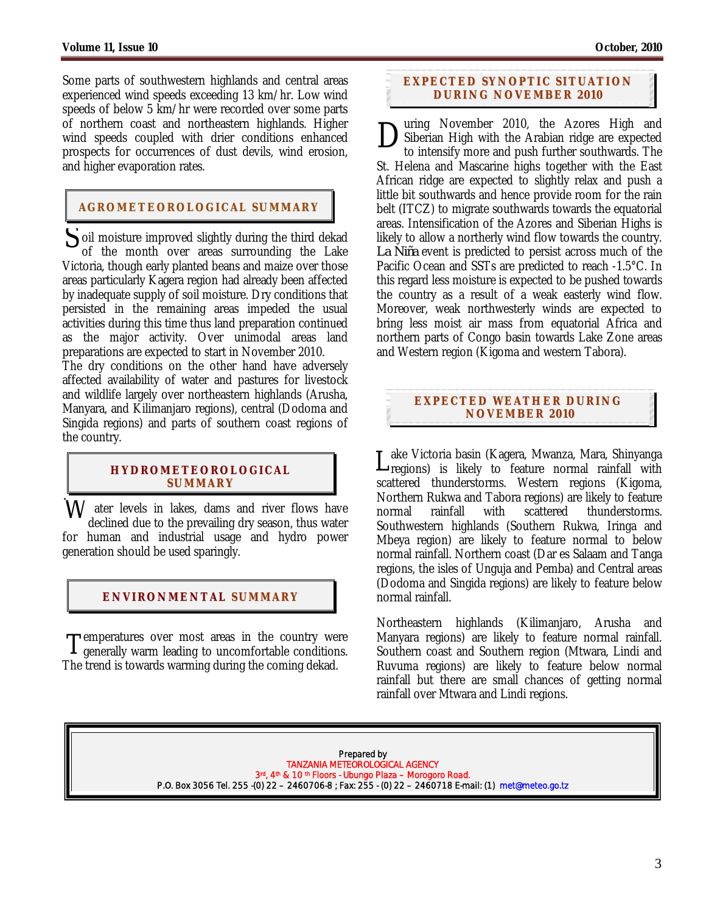Some parts of southwestern highlands and central areas experienced wind speeds exceeding 13 km/hr. Low wind speeds of below 5 km/hr were recorded over some parts of northern coast and northeastern highlands. Higher wind speeds coupled with drier conditions enhanced prospects for occurrences of dust devils, wind erosion, and higher evaporation rates.

## AGROMETEOROLOGICAL SUMMARY

Soil moisture improved slightly during the third dekad of the month over areas surrounding the Lake Victoria, though early planted beans and maize over those areas particularly Kagera region had already been affected by inadequate supply of soil moisture. Dry conditions that persisted in the remaining areas impeded the usual activities during this time thus land preparation continued as the major activity. Over unimodal areas land preparations are expected to start in November 2010.
The dry conditions on the other hand have adversely affected availability of water and pastures for livestock and wildlife largely over northeastern highlands (Arusha, Manyara, and Kilimanjaro regions), central (Dodoma and Singida regions) and parts of southern coast regions of the country.

## HYDROMETEOROLOGICAL SUMMARY

Water levels in lakes, dams and river flows have declined due to the prevailing dry season, thus water for human and industrial usage and hydro power generation should be used sparingly.

## ENVIRONMENTAL SUMMARY

Temperatures over most areas in the country were generally warm leading to uncomfortable conditions. The trend is towards warming during the coming dekad.

## EXPECTED SYNOPTIC SITUATION DURING NOVEMBER 2010

During November 2010, the Azores High and Siberian High with the Arabian ridge are expected to intensify more and push further southwards. The St. Helena and Mascarine highs together with the East African ridge are expected to slightly relax and push a little bit southwards and hence provide room for the rain belt (ITCZ) to migrate southwards towards the equatorial areas. Intensification of the Azores and Siberian Highs is likely to allow a northerly wind flow towards the country. La Niña event is predicted to persist across much of the Pacific Ocean and SSTs are predicted to reach -1.5°C. In this regard less moisture is expected to be pushed towards the country as a result of a weak easterly wind flow. Moreover, weak northwesterly winds are expected to bring less moist air mass from equatorial Africa and northern parts of Congo basin towards Lake Zone areas and Western region (Kigoma and western Tabora).

## EXPECTED WEATHER DURING NOVEMBER 2010

Lake Victoria basin (Kagera, Mwanza, Mara, Shinyanga regions) is likely to feature normal rainfall with scattered thunderstorms. Western regions (Kigoma, Northern Rukwa and Tabora regions) are likely to feature normal rainfall with scattered thunderstorms. Southwestern highlands (Southern Rukwa, Iringa and Mbeya region) are likely to feature normal to below normal rainfall. Northern coast (Dar es Salaam and Tanga regions, the isles of Unguja and Pemba) and Central areas (Dodoma and Singida regions) are likely to feature below normal rainfall.

Northeastern highlands (Kilimanjaro, Arusha and Manyara regions) are likely to feature normal rainfall. Southern coast and Southern region (Mtwara, Lindi and Ruvuma regions) are likely to feature below normal rainfall but there are small chances of getting normal rainfall over Mtwara and Lindi regions.

Prepared by
TANZANIA METEOROLOGICAL AGENCY
3rd, 4th & 10th Floors - Ubungo Plaza – Morogoro Road.
P.O. Box 3056 Tel. 255 -(0) 22 – 2460706-8 ; Fax: 255 - (0) 22 – 2460718 E-mail: (1) met@meteo.go.tz